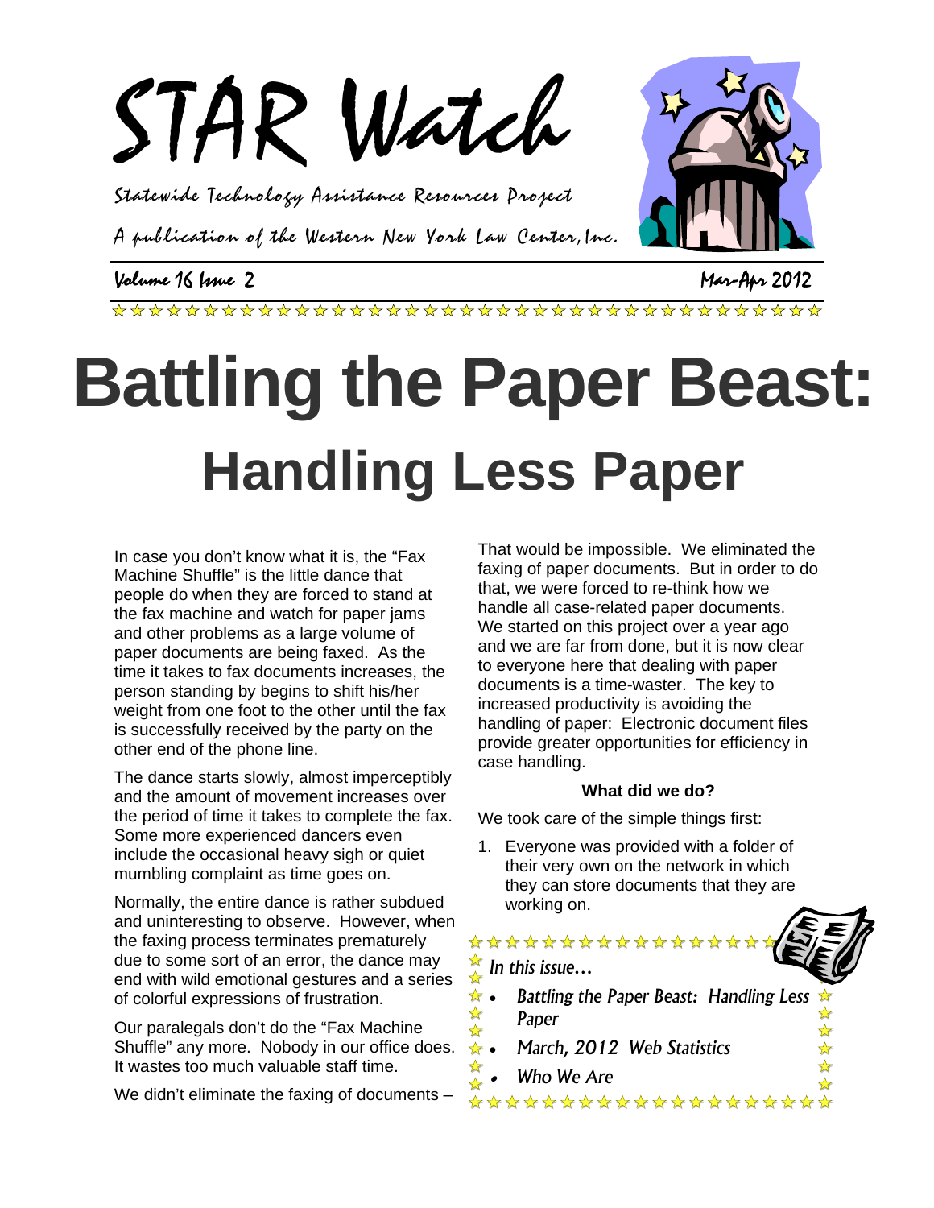# STAR Watch

*Statewide Technology Assistance Resources Project*

*A publication of the Western New York Law Center, Inc.*

Volume 16 Issue 2 Mar-Apr 2012

# Battling the Paper Beast:

## Handling Less Paper

In case you don't know what it is, the "Fax Machine Shuffle" is the little dance that people do when they are forced to stand at the fax machine and watch for paper jams and other problems as a large volume of paper documents are being faxed. As the time it takes to fax documents increases, the person standing by begins to shift his/her weight from one foot to the other until the fax is successfully received by the party on the other end of the phone line.

The dance starts slowly, almost imperceptibly and the amount of movement increases over the period of time it takes to complete the fax. Some more experienced dancers even include the occasional heavy sigh or quiet mumbling complaint as time goes on.

Normally, the entire dance is rather subdued and uninteresting to observe. However, when the faxing process terminates prematurely due to some sort of an error, the dance may end with wild emotional gestures and a series of colorful expressions of frustration.

Our paralegals don't do the "Fax Machine Shuffle" any more. Nobody in our office does. It wastes too much valuable staff time.

We didn't eliminate the faxing of documents – That would be impossible. We eliminated the faxing of paper documents. But in order to do that, we were forced to re-think how we handle all case-related paper documents. We started on this project over a year ago and we are far from done, but it is now clear to everyone here that dealing with paper documents is a time-waster. The key to increased productivity is avoiding the handling of paper: Electronic document files provide greater opportunities for efficiency in case handling.

**What did we do?**

We took care of the simple things first:

1. Everyone was provided with a folder of their very own on the network in which they can store documents that they are working on.

*In this issue…*

- *Battling the Paper Beast: Handling Less Paper*
- *March, 2012 Web Statistics*
- *Who We Are*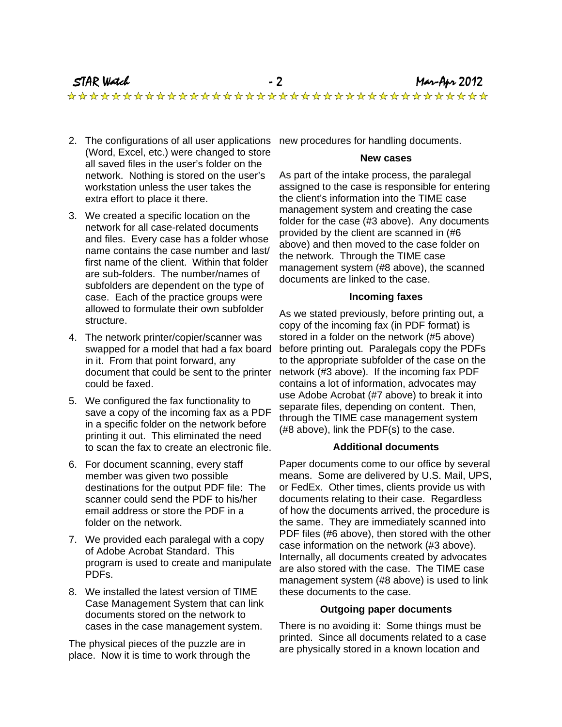2. The configurations of all user applications (Word, Excel, etc.) were changed to store all saved files in the user's folder on the network. Nothing is stored on the user's workstation unless the user takes the extra effort to place it there.
3. We created a specific location on the network for all case-related documents and files. Every case has a folder whose name contains the case number and last/first name of the client. Within that folder are sub-folders. The number/names of subfolders are dependent on the type of case. Each of the practice groups were allowed to formulate their own subfolder structure.
4. The network printer/copier/scanner was swapped for a model that had a fax board in it. From that point forward, any document that could be sent to the printer could be faxed.
5. We configured the fax functionality to save a copy of the incoming fax as a PDF in a specific folder on the network before printing it out. This eliminated the need to scan the fax to create an electronic file.
6. For document scanning, every staff member was given two possible destinations for the output PDF file: The scanner could send the PDF to his/her email address or store the PDF in a folder on the network.
7. We provided each paralegal with a copy of Adobe Acrobat Standard. This program is used to create and manipulate PDFs.
8. We installed the latest version of TIME Case Management System that can link documents stored on the network to cases in the case management system.

The physical pieces of the puzzle are in place. Now it is time to work through the new procedures for handling documents.

**New cases**

As part of the intake process, the paralegal assigned to the case is responsible for entering the client's information into the TIME case management system and creating the case folder for the case (#3 above). Any documents provided by the client are scanned in (#6 above) and then moved to the case folder on the network. Through the TIME case management system (#8 above), the scanned documents are linked to the case.

**Incoming faxes**

As we stated previously, before printing out, a copy of the incoming fax (in PDF format) is stored in a folder on the network (#5 above) before printing out. Paralegals copy the PDFs to the appropriate subfolder of the case on the network (#3 above). If the incoming fax PDF contains a lot of information, advocates may use Adobe Acrobat (#7 above) to break it into separate files, depending on content. Then, through the TIME case management system (#8 above), link the PDF(s) to the case.

**Additional documents**

Paper documents come to our office by several means. Some are delivered by U.S. Mail, UPS, or FedEx. Other times, clients provide us with documents relating to their case. Regardless of how the documents arrived, the procedure is the same. They are immediately scanned into PDF files (#6 above), then stored with the other case information on the network (#3 above). Internally, all documents created by advocates are also stored with the case. The TIME case management system (#8 above) is used to link these documents to the case.

**Outgoing paper documents**

There is no avoiding it: Some things must be printed. Since all documents related to a case are physically stored in a known location and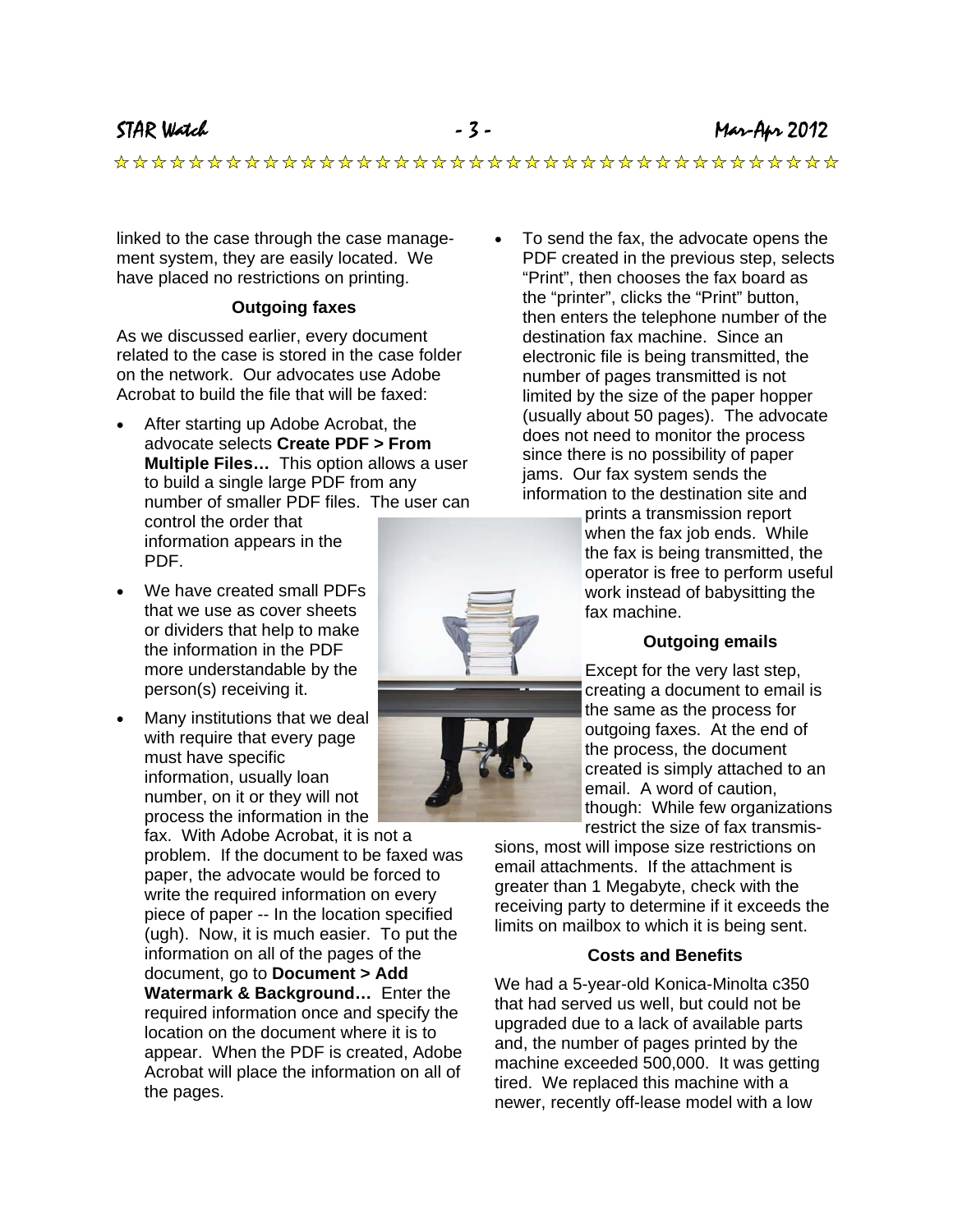linked to the case through the case management system, they are easily located. We have placed no restrictions on printing.

### Outgoing faxes

As we discussed earlier, every document related to the case is stored in the case folder on the network. Our advocates use Adobe Acrobat to build the file that will be faxed:

- After starting up Adobe Acrobat, the advocate selects **Create PDF > From Multiple Files…** This option allows a user to build a single large PDF from any number of smaller PDF files. The user can control the order that information appears in the PDF.
- We have created small PDFs that we use as cover sheets or dividers that help to make the information in the PDF more understandable by the person(s) receiving it.
- Many institutions that we deal with require that every page must have specific information, usually loan number, on it or they will not process the information in the fax. With Adobe Acrobat, it is not a problem. If the document to be faxed was paper, the advocate would be forced to write the required information on every piece of paper -- In the location specified (ugh). Now, it is much easier. To put the information on all of the pages of the document, go to **Document > Add Watermark & Background…** Enter the required information once and specify the location on the document where it is to appear. When the PDF is created, Adobe Acrobat will place the information on all of the pages.
- To send the fax, the advocate opens the PDF created in the previous step, selects "Print", then chooses the fax board as the "printer", clicks the "Print" button, then enters the telephone number of the destination fax machine. Since an electronic file is being transmitted, the number of pages transmitted is not limited by the size of the paper hopper (usually about 50 pages). The advocate does not need to monitor the process since there is no possibility of paper jams. Our fax system sends the information to the destination site and prints a transmission report when the fax job ends. While the fax is being transmitted, the operator is free to perform useful work instead of babysitting the fax machine.

### Outgoing emails

Except for the very last step, creating a document to email is the same as the process for outgoing faxes. At the end of the process, the document created is simply attached to an email. A word of caution, though: While few organizations restrict the size of fax transmissions, most will impose size restrictions on email attachments. If the attachment is greater than 1 Megabyte, check with the receiving party to determine if it exceeds the limits on mailbox to which it is being sent.

### Costs and Benefits

We had a 5-year-old Konica-Minolta c350 that had served us well, but could not be upgraded due to a lack of available parts and, the number of pages printed by the machine exceeded 500,000. It was getting tired. We replaced this machine with a newer, recently off-lease model with a low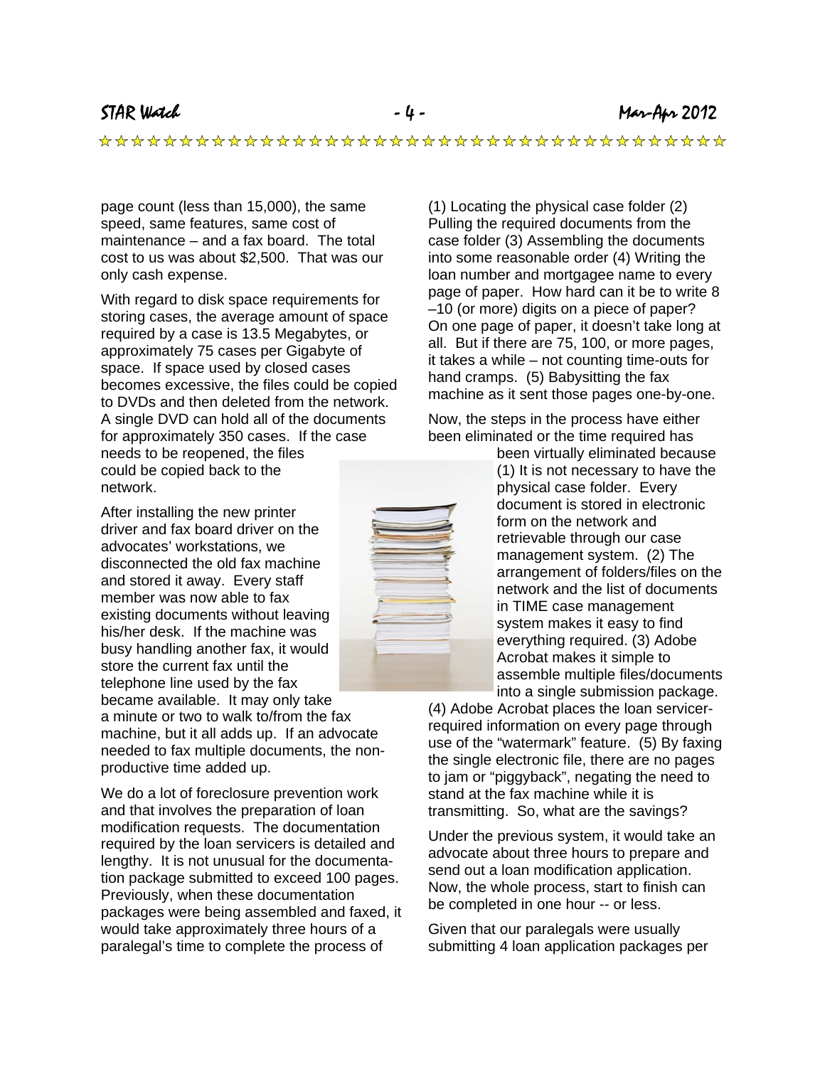page count (less than 15,000), the same speed, same features, same cost of maintenance – and a fax board. The total cost to us was about $2,500. That was our only cash expense.

With regard to disk space requirements for storing cases, the average amount of space required by a case is 13.5 Megabytes, or approximately 75 cases per Gigabyte of space. If space used by closed cases becomes excessive, the files could be copied to DVDs and then deleted from the network. A single DVD can hold all of the documents for approximately 350 cases. If the case needs to be reopened, the files could be copied back to the network.

After installing the new printer driver and fax board driver on the advocates' workstations, we disconnected the old fax machine and stored it away. Every staff member was now able to fax existing documents without leaving his/her desk. If the machine was busy handling another fax, it would store the current fax until the telephone line used by the fax became available. It may only take a minute or two to walk to/from the fax machine, but it all adds up. If an advocate needed to fax multiple documents, the non-productive time added up.

We do a lot of foreclosure prevention work and that involves the preparation of loan modification requests. The documentation required by the loan servicers is detailed and lengthy. It is not unusual for the documentation package submitted to exceed 100 pages. Previously, when these documentation packages were being assembled and faxed, it would take approximately three hours of a paralegal's time to complete the process of (1) Locating the physical case folder (2) Pulling the required documents from the case folder (3) Assembling the documents into some reasonable order (4) Writing the loan number and mortgagee name to every page of paper. How hard can it be to write 8 –10 (or more) digits on a piece of paper? On one page of paper, it doesn't take long at all. But if there are 75, 100, or more pages, it takes a while – not counting time-outs for hand cramps. (5) Babysitting the fax machine as it sent those pages one-by-one.

Now, the steps in the process have either been eliminated or the time required has been virtually eliminated because (1) It is not necessary to have the physical case folder. Every document is stored in electronic form on the network and retrievable through our case management system. (2) The arrangement of folders/files on the network and the list of documents in TIME case management system makes it easy to find everything required. (3) Adobe Acrobat makes it simple to assemble multiple files/documents into a single submission package. (4) Adobe Acrobat places the loan servicer-required information on every page through use of the "watermark" feature. (5) By faxing the single electronic file, there are no pages to jam or "piggyback", negating the need to stand at the fax machine while it is transmitting. So, what are the savings?

Under the previous system, it would take an advocate about three hours to prepare and send out a loan modification application. Now, the whole process, start to finish can be completed in one hour -- or less.

Given that our paralegals were usually submitting 4 loan application packages per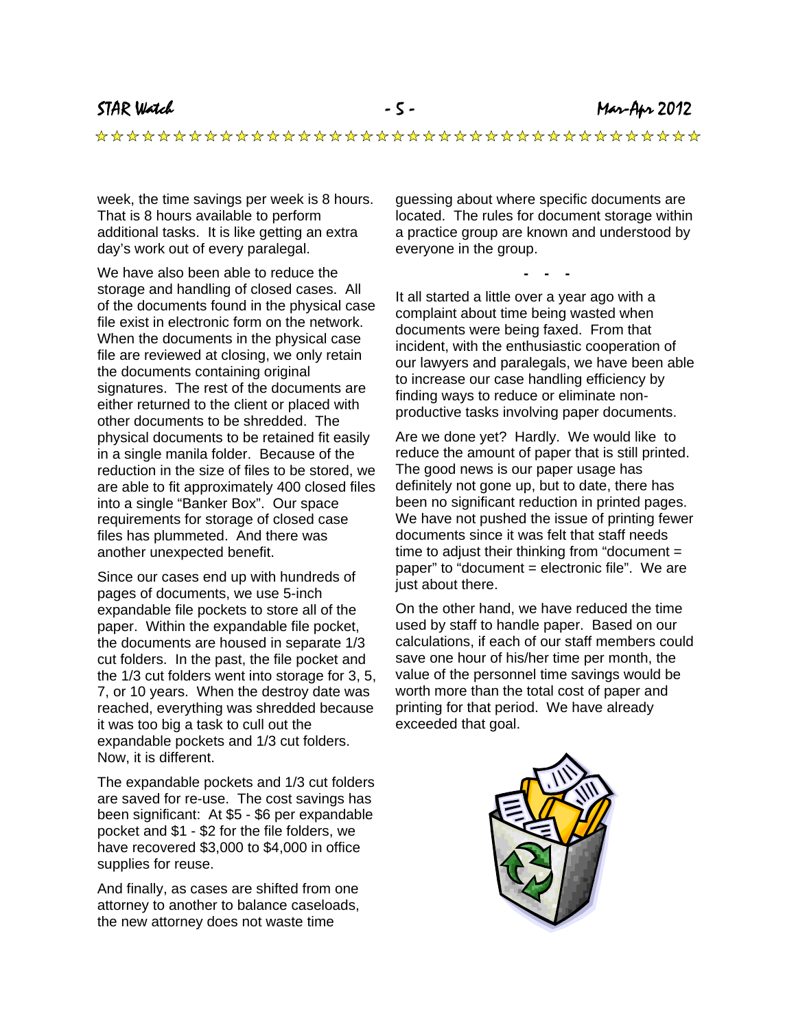week, the time savings per week is 8 hours. That is 8 hours available to perform additional tasks. It is like getting an extra day's work out of every paralegal.

We have also been able to reduce the storage and handling of closed cases. All of the documents found in the physical case file exist in electronic form on the network. When the documents in the physical case file are reviewed at closing, we only retain the documents containing original signatures. The rest of the documents are either returned to the client or placed with other documents to be shredded. The physical documents to be retained fit easily in a single manila folder. Because of the reduction in the size of files to be stored, we are able to fit approximately 400 closed files into a single "Banker Box". Our space requirements for storage of closed case files has plummeted. And there was another unexpected benefit.

Since our cases end up with hundreds of pages of documents, we use 5-inch expandable file pockets to store all of the paper. Within the expandable file pocket, the documents are housed in separate 1/3 cut folders. In the past, the file pocket and the 1/3 cut folders went into storage for 3, 5, 7, or 10 years. When the destroy date was reached, everything was shredded because it was too big a task to cull out the expandable pockets and 1/3 cut folders. Now, it is different.

The expandable pockets and 1/3 cut folders are saved for re-use. The cost savings has been significant: At $5 - $6 per expandable pocket and $1 - $2 for the file folders, we have recovered $3,000 to $4,000 in office supplies for reuse.

And finally, as cases are shifted from one attorney to another to balance caseloads, the new attorney does not waste time guessing about where specific documents are located. The rules for document storage within a practice group are known and understood by everyone in the group.

\- - -

It all started a little over a year ago with a complaint about time being wasted when documents were being faxed. From that incident, with the enthusiastic cooperation of our lawyers and paralegals, we have been able to increase our case handling efficiency by finding ways to reduce or eliminate non-productive tasks involving paper documents.

Are we done yet? Hardly. We would like to reduce the amount of paper that is still printed. The good news is our paper usage has definitely not gone up, but to date, there has been no significant reduction in printed pages. We have not pushed the issue of printing fewer documents since it was felt that staff needs time to adjust their thinking from "document = paper" to "document = electronic file". We are just about there.

On the other hand, we have reduced the time used by staff to handle paper. Based on our calculations, if each of our staff members could save one hour of his/her time per month, the value of the personnel time savings would be worth more than the total cost of paper and printing for that period. We have already exceeded that goal.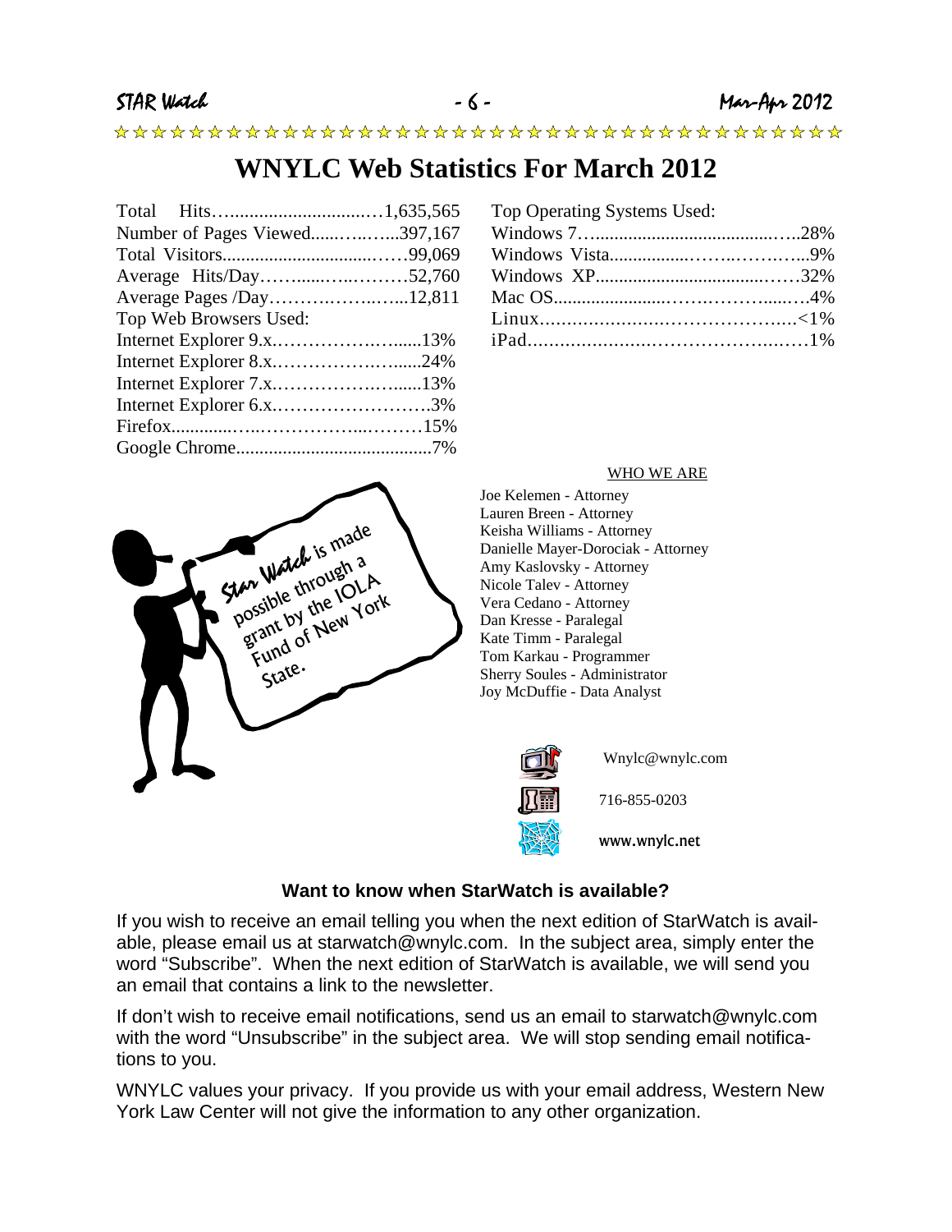# WNYLC Web Statistics For March 2012

| | |
|---|---|
| Total Hits | 1,635,565 |
| Number of Pages Viewed | 397,167 |
| Total Visitors | 99,069 |
| Average Hits/Day | 52,760 |
| Average Pages /Day | 12,811 |

**Top Web Browsers Used:**

| | |
|---|---|
| Internet Explorer 9.x | 13% |
| Internet Explorer 8.x | 24% |
| Internet Explorer 7.x | 13% |
| Internet Explorer 6.x | 3% |
| Firefox | 15% |
| Google Chrome | 7% |

**Top Operating Systems Used:**

| | |
|---|---|
| Windows 7 | 28% |
| Windows Vista | 9% |
| Windows XP | 32% |
| Mac OS | 4% |
| Linux | <1% |
| iPad | 1% |

Star Watch is made possible through a grant by the IOLA Fund of New York State.

WHO WE ARE

Joe Kelemen - Attorney
Lauren Breen - Attorney
Keisha Williams - Attorney
Danielle Mayer-Dorociak - Attorney
Amy Kaslovsky - Attorney
Nicole Talev - Attorney
Vera Cedano - Attorney
Dan Kresse - Paralegal
Kate Timm - Paralegal
Tom Karkau - Programmer
Sherry Soules - Administrator
Joy McDuffie - Data Analyst

Wnylc@wnylc.com

716-855-0203

www.wnylc.net

### Want to know when StarWatch is available?

If you wish to receive an email telling you when the next edition of StarWatch is available, please email us at starwatch@wnylc.com. In the subject area, simply enter the word "Subscribe". When the next edition of StarWatch is available, we will send you an email that contains a link to the newsletter.

If don't wish to receive email notifications, send us an email to starwatch@wnylc.com with the word "Unsubscribe" in the subject area. We will stop sending email notifications to you.

WNYLC values your privacy. If you provide us with your email address, Western New York Law Center will not give the information to any other organization.